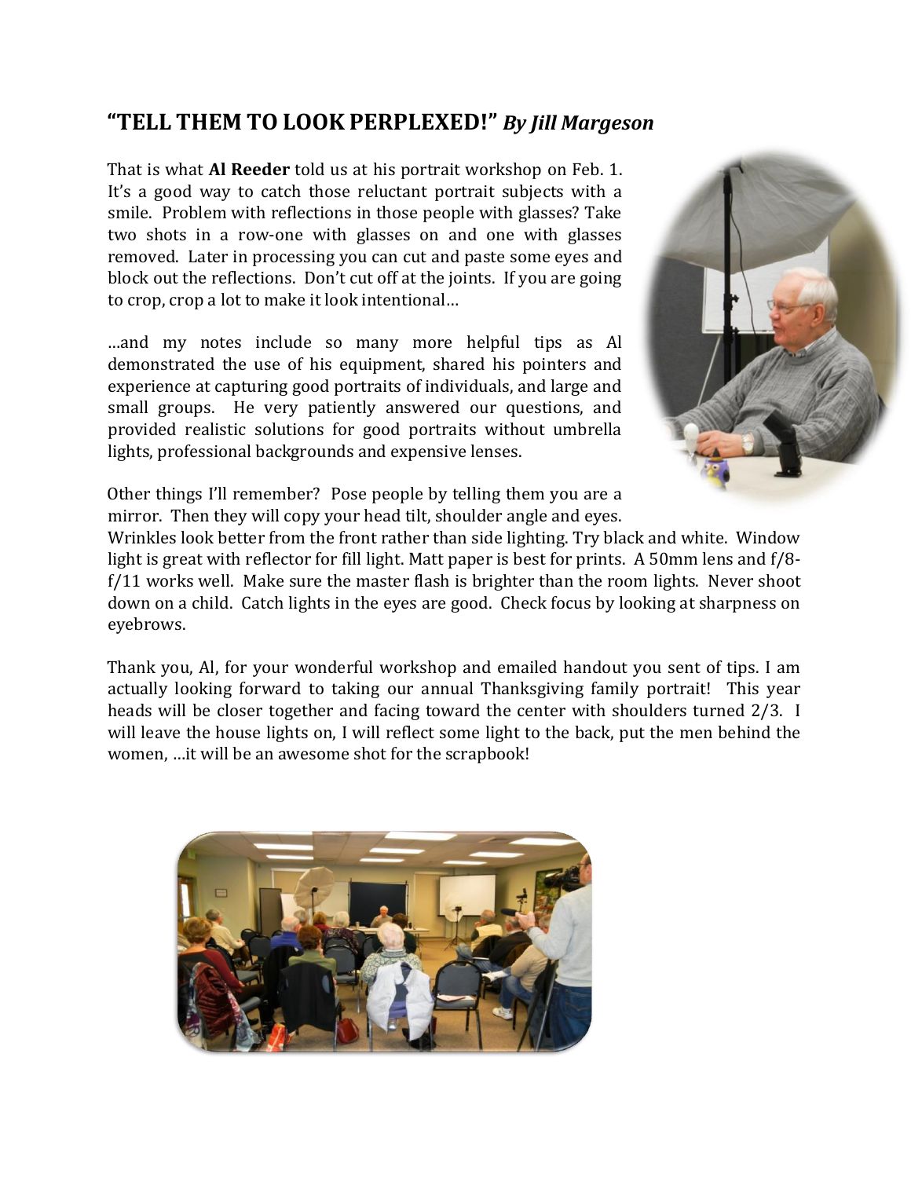## "TELL THEM TO LOOK PERPLEXED!" *By Jill Margeson*

That is what **Al Reeder** told us at his portrait workshop on Feb. 1. It's a good way to catch those reluctant portrait subjects with a smile. Problem with reflections in those people with glasses? Take two shots in a row-one with glasses on and one with glasses removed. Later in processing you can cut and paste some eyes and block out the reflections. Don't cut off at the joints. If you are going to crop, crop a lot to make it look intentional…

…and my notes include so many more helpful tips as Al demonstrated the use of his equipment, shared his pointers and experience at capturing good portraits of individuals, and large and small groups. He very patiently answered our questions, and provided realistic solutions for good portraits without umbrella lights, professional backgrounds and expensive lenses.

Other things I'll remember? Pose people by telling them you are a mirror. Then they will copy your head tilt, shoulder angle and eyes. Wrinkles look better from the front rather than side lighting. Try black and white. Window light is great with reflector for fill light. Matt paper is best for prints. A 50mm lens and f/8-f/11 works well. Make sure the master flash is brighter than the room lights. Never shoot down on a child. Catch lights in the eyes are good. Check focus by looking at sharpness on eyebrows.

Thank you, Al, for your wonderful workshop and emailed handout you sent of tips. I am actually looking forward to taking our annual Thanksgiving family portrait! This year heads will be closer together and facing toward the center with shoulders turned 2/3. I will leave the house lights on, I will reflect some light to the back, put the men behind the women, …it will be an awesome shot for the scrapbook!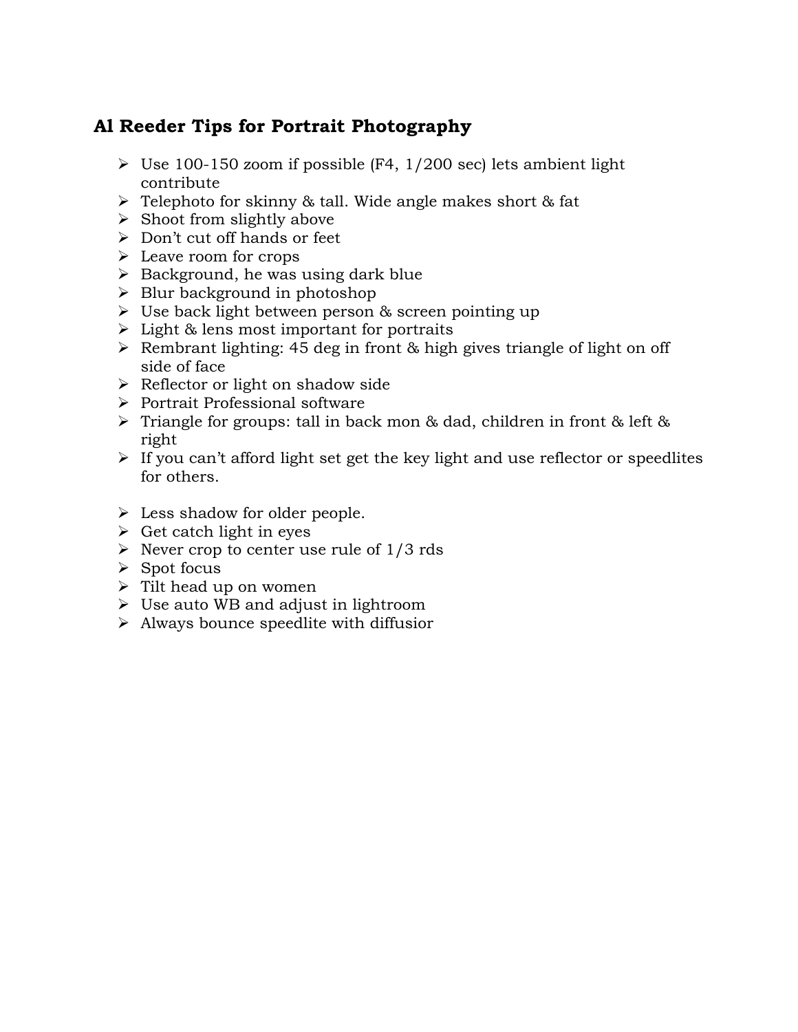## Al Reeder Tips for Portrait Photography

- Use 100-150 zoom if possible (F4, 1/200 sec) lets ambient light contribute
- Telephoto for skinny & tall. Wide angle makes short & fat
- Shoot from slightly above
- Don't cut off hands or feet
- Leave room for crops
- Background, he was using dark blue
- Blur background in photoshop
- Use back light between person & screen pointing up
- Light & lens most important for portraits
- Rembrant lighting: 45 deg in front & high gives triangle of light on off side of face
- Reflector or light on shadow side
- Portrait Professional software
- Triangle for groups: tall in back mon & dad, children in front & left & right
- If you can't afford light set get the key light and use reflector or speedlites for others.

- Less shadow for older people.
- Get catch light in eyes
- Never crop to center use rule of 1/3 rds
- Spot focus
- Tilt head up on women
- Use auto WB and adjust in lightroom
- Always bounce speedlite with diffusior